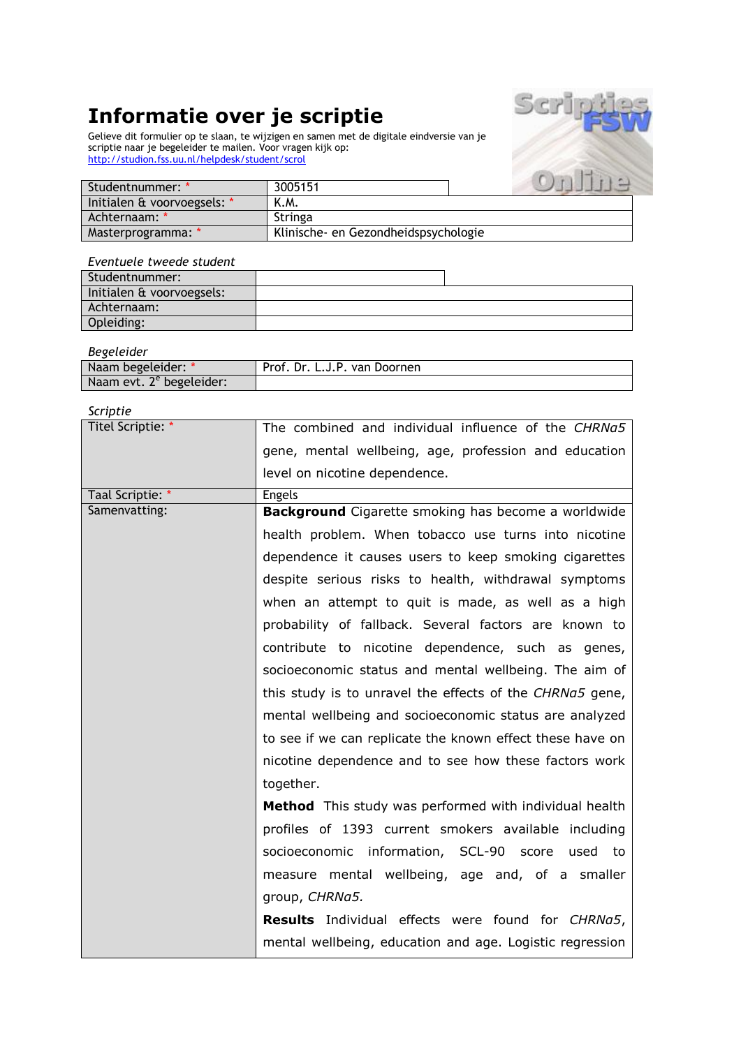# Informatie over je scriptie

Gelieve dit formulier op te slaan, te wijzigen en samen met de digitale eindversie van je scriptie naar je begeleider te mailen. Voor vragen kijk op: http://studion.fss.uu.nl/helpdesk/student/scrol

| | |
|---|---|
| Studentnummer: * | 3005151 |
| Initialen & voorvoegsels: * | K.M. |
| Achternaam: * | Stringa |
| Masterprogramma: * | Klinische- en Gezondheidspsychologie |

*Eventuele tweede student*

| | |
|---|---|
| Studentnummer: | |
| Initialen & voorvoegsels: | |
| Achternaam: | |
| Opleiding: | |

*Begeleider*

| | |
|---|---|
| Naam begeleider: * | Prof. Dr. L.J.P. van Doornen |
| Naam evt. 2e begeleider: | |

*Scriptie*

| | |
|---|---|
| Titel Scriptie: * | The combined and individual influence of the *CHRNa5* gene, mental wellbeing, age, profession and education level on nicotine dependence. |
| Taal Scriptie: * | Engels |
| Samenvatting: | **Background** Cigarette smoking has become a worldwide health problem. When tobacco use turns into nicotine dependence it causes users to keep smoking cigarettes despite serious risks to health, withdrawal symptoms when an attempt to quit is made, as well as a high probability of fallback. Several factors are known to contribute to nicotine dependence, such as genes, socioeconomic status and mental wellbeing. The aim of this study is to unravel the effects of the *CHRNa5* gene, mental wellbeing and socioeconomic status are analyzed to see if we can replicate the known effect these have on nicotine dependence and to see how these factors work together. **Method** This study was performed with individual health profiles of 1393 current smokers available including socioeconomic information, SCL-90 score used to measure mental wellbeing, age and, of a smaller group, *CHRNa5*. **Results** Individual effects were found for *CHRNa5*, mental wellbeing, education and age. Logistic regression |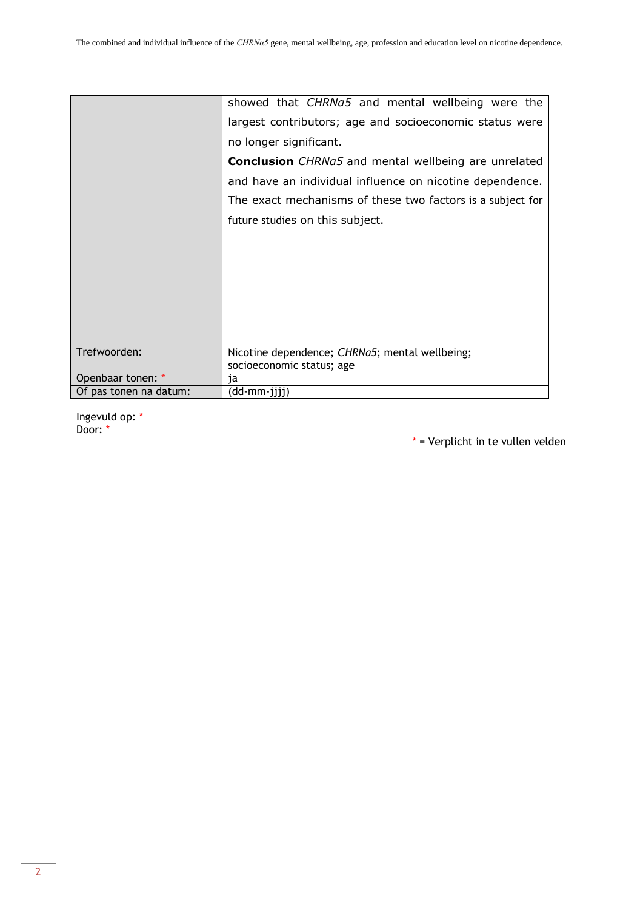| | |
|---|---|
| | showed that *CHRNa5* and mental wellbeing were the largest contributors; age and socioeconomic status were no longer significant.<br>**Conclusion** *CHRNa5* and mental wellbeing are unrelated and have an individual influence on nicotine dependence. The exact mechanisms of these two factors is a subject for future studies on this subject. |
| Trefwoorden: | Nicotine dependence; *CHRNa5*; mental wellbeing; socioeconomic status; age |
| Openbaar tonen: * | ja |
| Of pas tonen na datum: | (dd-mm-jjjj) |

Ingevuld op: *
Door: *

* = Verplicht in te vullen velden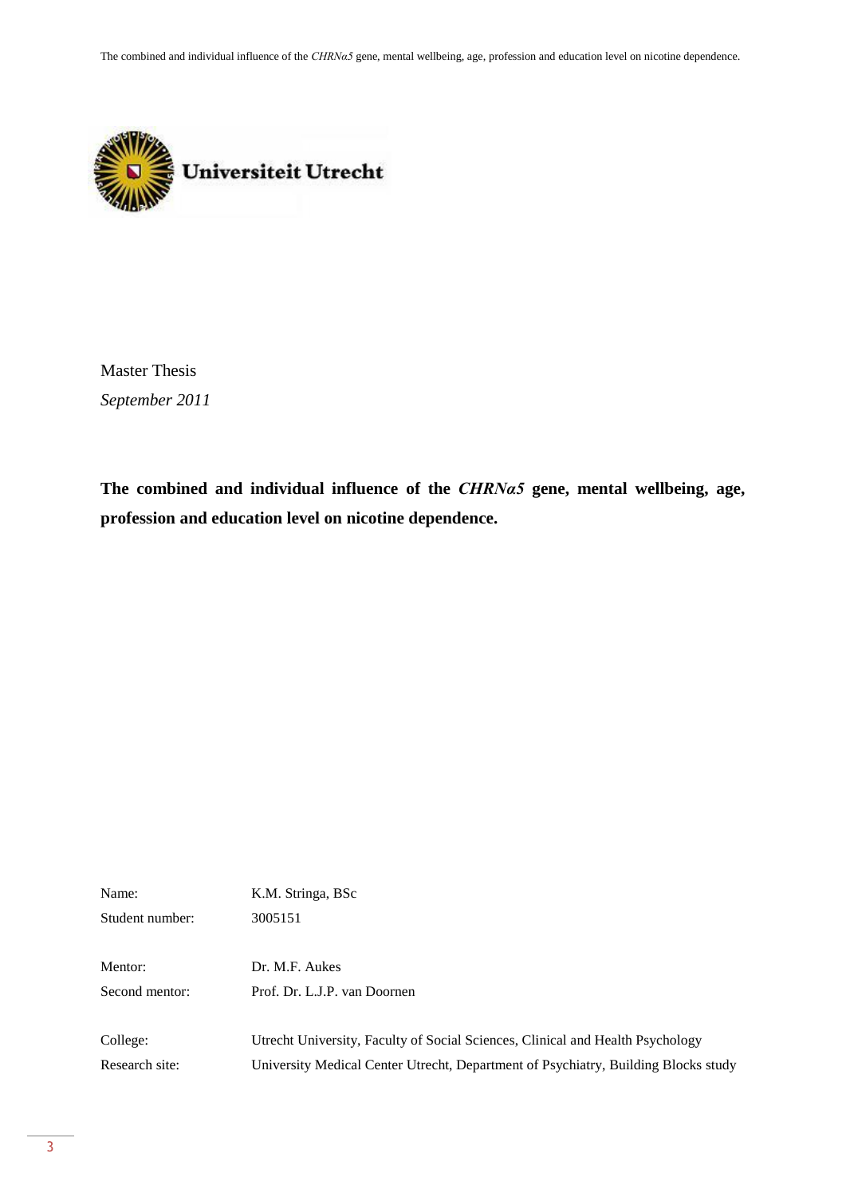Universiteit Utrecht

Master Thesis

*September 2011*

**The combined and individual influence of the *CHRNα5* gene, mental wellbeing, age, profession and education level on nicotine dependence.**

| | |
|---|---|
| Name: | K.M. Stringa, BSc |
| Student number: | 3005151 |
| | |
| Mentor: | Dr. M.F. Aukes |
| Second mentor: | Prof. Dr. L.J.P. van Doornen |
| | |
| College: | Utrecht University, Faculty of Social Sciences, Clinical and Health Psychology |
| Research site: | University Medical Center Utrecht, Department of Psychiatry, Building Blocks study |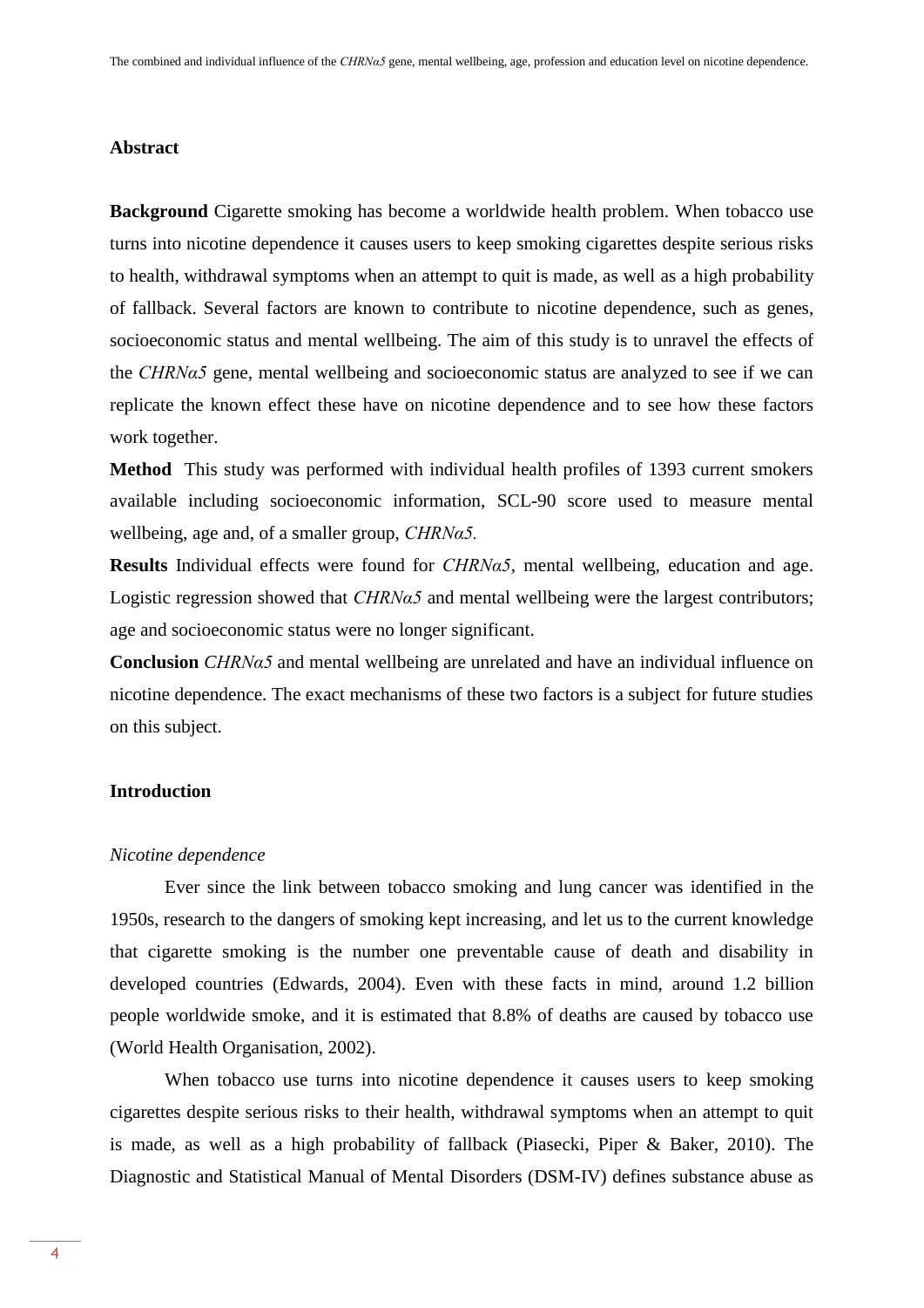## Abstract

**Background** Cigarette smoking has become a worldwide health problem. When tobacco use turns into nicotine dependence it causes users to keep smoking cigarettes despite serious risks to health, withdrawal symptoms when an attempt to quit is made, as well as a high probability of fallback. Several factors are known to contribute to nicotine dependence, such as genes, socioeconomic status and mental wellbeing. The aim of this study is to unravel the effects of the *CHRNα5* gene, mental wellbeing and socioeconomic status are analyzed to see if we can replicate the known effect these have on nicotine dependence and to see how these factors work together.

**Method** This study was performed with individual health profiles of 1393 current smokers available including socioeconomic information, SCL-90 score used to measure mental wellbeing, age and, of a smaller group, *CHRNα5*.

**Results** Individual effects were found for *CHRNα5*, mental wellbeing, education and age. Logistic regression showed that *CHRNα5* and mental wellbeing were the largest contributors; age and socioeconomic status were no longer significant.

**Conclusion** *CHRNα5* and mental wellbeing are unrelated and have an individual influence on nicotine dependence. The exact mechanisms of these two factors is a subject for future studies on this subject.

## Introduction

### *Nicotine dependence*

Ever since the link between tobacco smoking and lung cancer was identified in the 1950s, research to the dangers of smoking kept increasing, and let us to the current knowledge that cigarette smoking is the number one preventable cause of death and disability in developed countries (Edwards, 2004). Even with these facts in mind, around 1.2 billion people worldwide smoke, and it is estimated that 8.8% of deaths are caused by tobacco use (World Health Organisation, 2002).

When tobacco use turns into nicotine dependence it causes users to keep smoking cigarettes despite serious risks to their health, withdrawal symptoms when an attempt to quit is made, as well as a high probability of fallback (Piasecki, Piper & Baker, 2010). The Diagnostic and Statistical Manual of Mental Disorders (DSM-IV) defines substance abuse as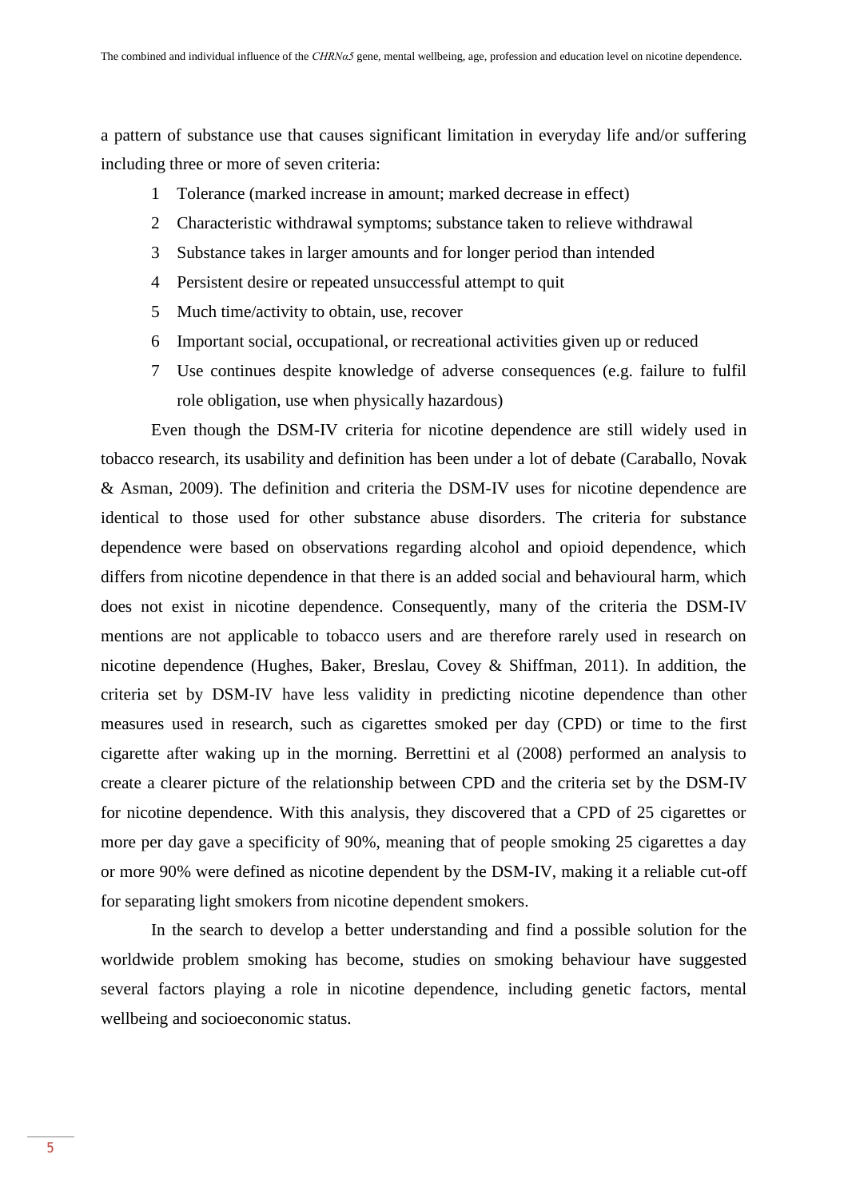a pattern of substance use that causes significant limitation in everyday life and/or suffering including three or more of seven criteria:

1. Tolerance (marked increase in amount; marked decrease in effect)
2. Characteristic withdrawal symptoms; substance taken to relieve withdrawal
3. Substance takes in larger amounts and for longer period than intended
4. Persistent desire or repeated unsuccessful attempt to quit
5. Much time/activity to obtain, use, recover
6. Important social, occupational, or recreational activities given up or reduced
7. Use continues despite knowledge of adverse consequences (e.g. failure to fulfil role obligation, use when physically hazardous)

Even though the DSM-IV criteria for nicotine dependence are still widely used in tobacco research, its usability and definition has been under a lot of debate (Caraballo, Novak & Asman, 2009). The definition and criteria the DSM-IV uses for nicotine dependence are identical to those used for other substance abuse disorders. The criteria for substance dependence were based on observations regarding alcohol and opioid dependence, which differs from nicotine dependence in that there is an added social and behavioural harm, which does not exist in nicotine dependence. Consequently, many of the criteria the DSM-IV mentions are not applicable to tobacco users and are therefore rarely used in research on nicotine dependence (Hughes, Baker, Breslau, Covey & Shiffman, 2011). In addition, the criteria set by DSM-IV have less validity in predicting nicotine dependence than other measures used in research, such as cigarettes smoked per day (CPD) or time to the first cigarette after waking up in the morning. Berrettini et al (2008) performed an analysis to create a clearer picture of the relationship between CPD and the criteria set by the DSM-IV for nicotine dependence. With this analysis, they discovered that a CPD of 25 cigarettes or more per day gave a specificity of 90%, meaning that of people smoking 25 cigarettes a day or more 90% were defined as nicotine dependent by the DSM-IV, making it a reliable cut-off for separating light smokers from nicotine dependent smokers.

In the search to develop a better understanding and find a possible solution for the worldwide problem smoking has become, studies on smoking behaviour have suggested several factors playing a role in nicotine dependence, including genetic factors, mental wellbeing and socioeconomic status.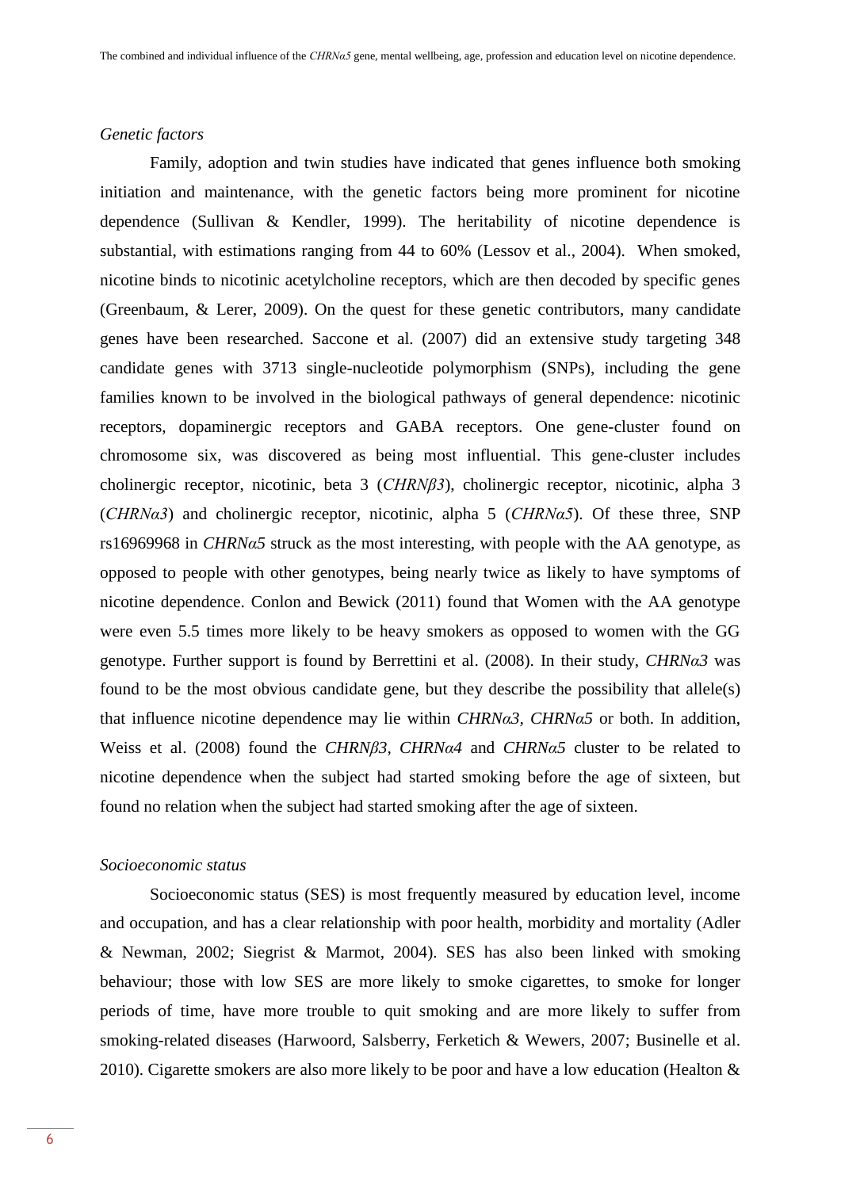*Genetic factors*

Family, adoption and twin studies have indicated that genes influence both smoking initiation and maintenance, with the genetic factors being more prominent for nicotine dependence (Sullivan & Kendler, 1999). The heritability of nicotine dependence is substantial, with estimations ranging from 44 to 60% (Lessov et al., 2004). When smoked, nicotine binds to nicotinic acetylcholine receptors, which are then decoded by specific genes (Greenbaum, & Lerer, 2009). On the quest for these genetic contributors, many candidate genes have been researched. Saccone et al. (2007) did an extensive study targeting 348 candidate genes with 3713 single-nucleotide polymorphism (SNPs), including the gene families known to be involved in the biological pathways of general dependence: nicotinic receptors, dopaminergic receptors and GABA receptors. One gene-cluster found on chromosome six, was discovered as being most influential. This gene-cluster includes cholinergic receptor, nicotinic, beta 3 (*CHRNβ3*), cholinergic receptor, nicotinic, alpha 3 (*CHRNα3*) and cholinergic receptor, nicotinic, alpha 5 (*CHRNα5*). Of these three, SNP rs16969968 in *CHRNα5* struck as the most interesting, with people with the AA genotype, as opposed to people with other genotypes, being nearly twice as likely to have symptoms of nicotine dependence. Conlon and Bewick (2011) found that Women with the AA genotype were even 5.5 times more likely to be heavy smokers as opposed to women with the GG genotype. Further support is found by Berrettini et al. (2008). In their study, *CHRNα3* was found to be the most obvious candidate gene, but they describe the possibility that allele(s) that influence nicotine dependence may lie within *CHRNα3*, *CHRNα5* or both. In addition, Weiss et al. (2008) found the *CHRNβ3*, *CHRNα4* and *CHRNα5* cluster to be related to nicotine dependence when the subject had started smoking before the age of sixteen, but found no relation when the subject had started smoking after the age of sixteen.

*Socioeconomic status*

Socioeconomic status (SES) is most frequently measured by education level, income and occupation, and has a clear relationship with poor health, morbidity and mortality (Adler & Newman, 2002; Siegrist & Marmot, 2004). SES has also been linked with smoking behaviour; those with low SES are more likely to smoke cigarettes, to smoke for longer periods of time, have more trouble to quit smoking and are more likely to suffer from smoking-related diseases (Harwood, Salsberry, Ferketich & Wewers, 2007; Businelle et al. 2010). Cigarette smokers are also more likely to be poor and have a low education (Healton &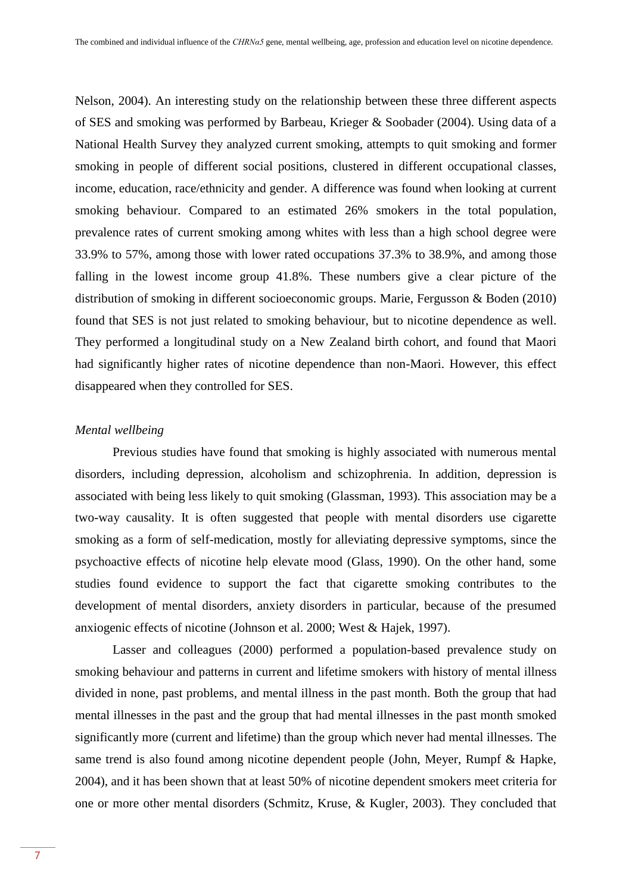Nelson, 2004). An interesting study on the relationship between these three different aspects of SES and smoking was performed by Barbeau, Krieger & Soobader (2004). Using data of a National Health Survey they analyzed current smoking, attempts to quit smoking and former smoking in people of different social positions, clustered in different occupational classes, income, education, race/ethnicity and gender. A difference was found when looking at current smoking behaviour. Compared to an estimated 26% smokers in the total population, prevalence rates of current smoking among whites with less than a high school degree were 33.9% to 57%, among those with lower rated occupations 37.3% to 38.9%, and among those falling in the lowest income group 41.8%. These numbers give a clear picture of the distribution of smoking in different socioeconomic groups. Marie, Fergusson & Boden (2010) found that SES is not just related to smoking behaviour, but to nicotine dependence as well. They performed a longitudinal study on a New Zealand birth cohort, and found that Maori had significantly higher rates of nicotine dependence than non-Maori. However, this effect disappeared when they controlled for SES.

*Mental wellbeing*

Previous studies have found that smoking is highly associated with numerous mental disorders, including depression, alcoholism and schizophrenia. In addition, depression is associated with being less likely to quit smoking (Glassman, 1993). This association may be a two-way causality. It is often suggested that people with mental disorders use cigarette smoking as a form of self-medication, mostly for alleviating depressive symptoms, since the psychoactive effects of nicotine help elevate mood (Glass, 1990). On the other hand, some studies found evidence to support the fact that cigarette smoking contributes to the development of mental disorders, anxiety disorders in particular, because of the presumed anxiogenic effects of nicotine (Johnson et al. 2000; West & Hajek, 1997).

Lasser and colleagues (2000) performed a population-based prevalence study on smoking behaviour and patterns in current and lifetime smokers with history of mental illness divided in none, past problems, and mental illness in the past month. Both the group that had mental illnesses in the past and the group that had mental illnesses in the past month smoked significantly more (current and lifetime) than the group which never had mental illnesses. The same trend is also found among nicotine dependent people (John, Meyer, Rumpf & Hapke, 2004), and it has been shown that at least 50% of nicotine dependent smokers meet criteria for one or more other mental disorders (Schmitz, Kruse, & Kugler, 2003). They concluded that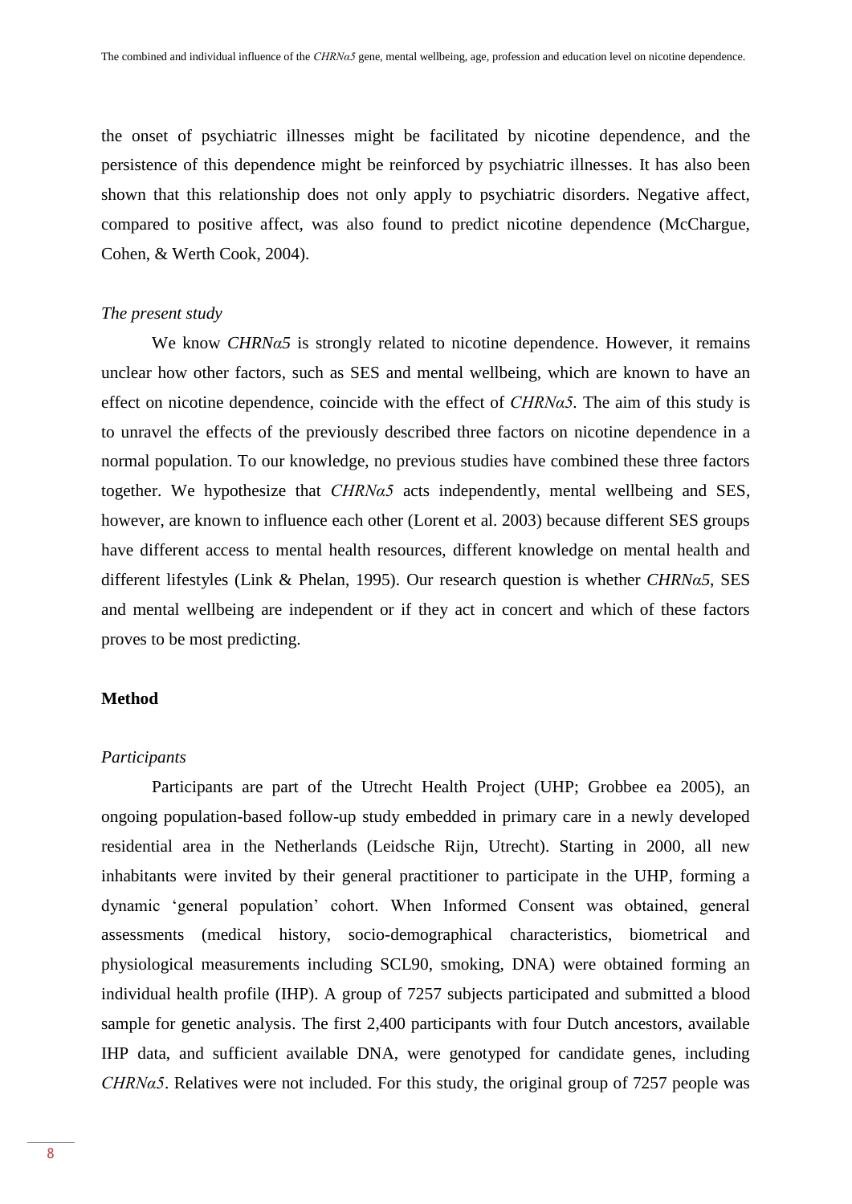the onset of psychiatric illnesses might be facilitated by nicotine dependence, and the persistence of this dependence might be reinforced by psychiatric illnesses. It has also been shown that this relationship does not only apply to psychiatric disorders. Negative affect, compared to positive affect, was also found to predict nicotine dependence (McChargue, Cohen, & Werth Cook, 2004).

*The present study*

We know *CHRNα5* is strongly related to nicotine dependence. However, it remains unclear how other factors, such as SES and mental wellbeing, which are known to have an effect on nicotine dependence, coincide with the effect of *CHRNα5*. The aim of this study is to unravel the effects of the previously described three factors on nicotine dependence in a normal population. To our knowledge, no previous studies have combined these three factors together. We hypothesize that *CHRNα5* acts independently, mental wellbeing and SES, however, are known to influence each other (Lorent et al. 2003) because different SES groups have different access to mental health resources, different knowledge on mental health and different lifestyles (Link & Phelan, 1995). Our research question is whether *CHRNα5*, SES and mental wellbeing are independent or if they act in concert and which of these factors proves to be most predicting.

## Method

*Participants*

Participants are part of the Utrecht Health Project (UHP; Grobbee ea 2005), an ongoing population-based follow-up study embedded in primary care in a newly developed residential area in the Netherlands (Leidsche Rijn, Utrecht). Starting in 2000, all new inhabitants were invited by their general practitioner to participate in the UHP, forming a dynamic 'general population' cohort. When Informed Consent was obtained, general assessments (medical history, socio-demographical characteristics, biometrical and physiological measurements including SCL90, smoking, DNA) were obtained forming an individual health profile (IHP). A group of 7257 subjects participated and submitted a blood sample for genetic analysis. The first 2,400 participants with four Dutch ancestors, available IHP data, and sufficient available DNA, were genotyped for candidate genes, including *CHRNα5*. Relatives were not included. For this study, the original group of 7257 people was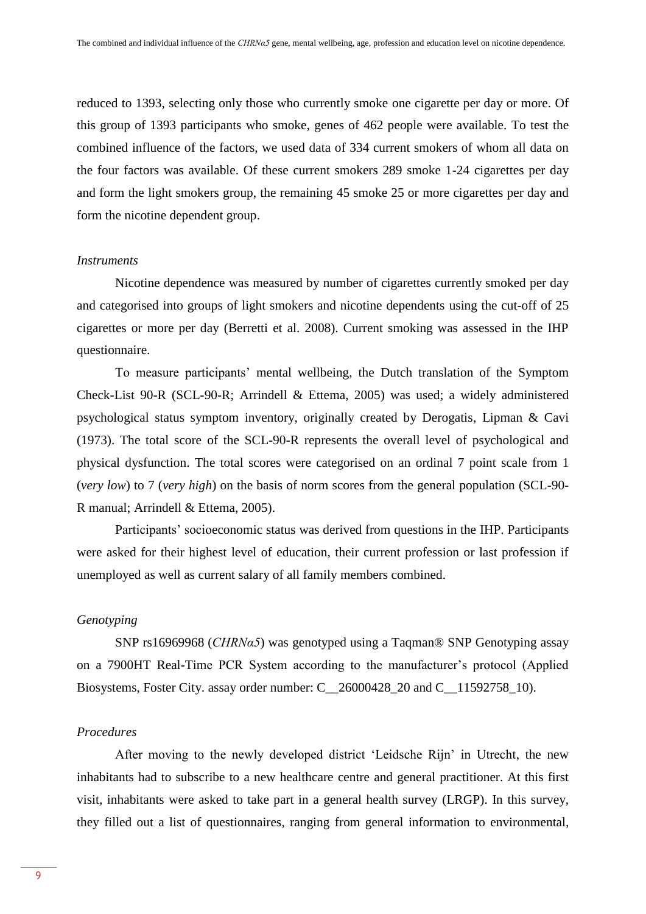reduced to 1393, selecting only those who currently smoke one cigarette per day or more. Of this group of 1393 participants who smoke, genes of 462 people were available. To test the combined influence of the factors, we used data of 334 current smokers of whom all data on the four factors was available. Of these current smokers 289 smoke 1-24 cigarettes per day and form the light smokers group, the remaining 45 smoke 25 or more cigarettes per day and form the nicotine dependent group.

*Instruments*

Nicotine dependence was measured by number of cigarettes currently smoked per day and categorised into groups of light smokers and nicotine dependents using the cut-off of 25 cigarettes or more per day (Berretti et al. 2008). Current smoking was assessed in the IHP questionnaire.

To measure participants' mental wellbeing, the Dutch translation of the Symptom Check-List 90-R (SCL-90-R; Arrindell & Ettema, 2005) was used; a widely administered psychological status symptom inventory, originally created by Derogatis, Lipman & Cavi (1973). The total score of the SCL-90-R represents the overall level of psychological and physical dysfunction. The total scores were categorised on an ordinal 7 point scale from 1 (*very low*) to 7 (*very high*) on the basis of norm scores from the general population (SCL-90-R manual; Arrindell & Ettema, 2005).

Participants' socioeconomic status was derived from questions in the IHP. Participants were asked for their highest level of education, their current profession or last profession if unemployed as well as current salary of all family members combined.

*Genotyping*

SNP rs16969968 (*CHRNα5*) was genotyped using a Taqman® SNP Genotyping assay on a 7900HT Real-Time PCR System according to the manufacturer's protocol (Applied Biosystems, Foster City. assay order number: C__26000428_20 and C__11592758_10).

*Procedures*

After moving to the newly developed district 'Leidsche Rijn' in Utrecht, the new inhabitants had to subscribe to a new healthcare centre and general practitioner. At this first visit, inhabitants were asked to take part in a general health survey (LRGP). In this survey, they filled out a list of questionnaires, ranging from general information to environmental,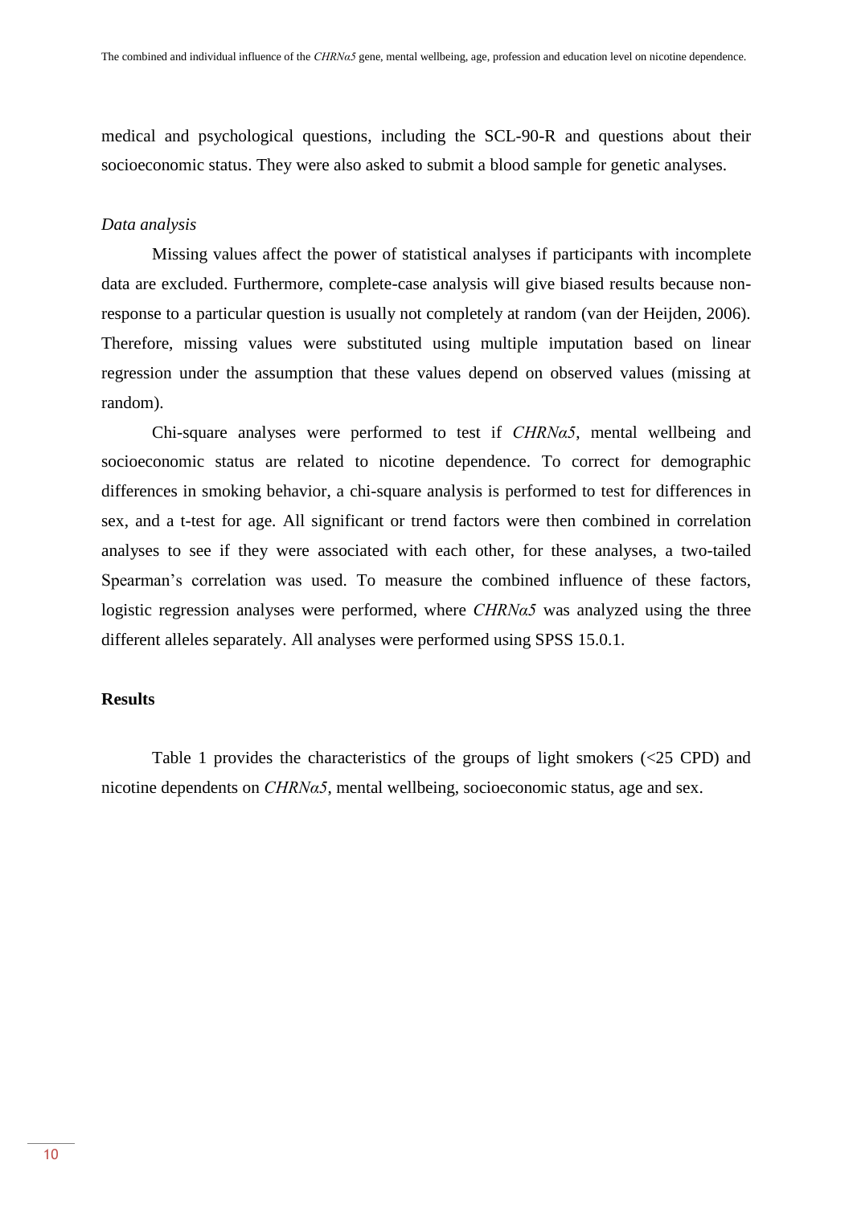medical and psychological questions, including the SCL-90-R and questions about their socioeconomic status. They were also asked to submit a blood sample for genetic analyses.

*Data analysis*

Missing values affect the power of statistical analyses if participants with incomplete data are excluded. Furthermore, complete-case analysis will give biased results because non-response to a particular question is usually not completely at random (van der Heijden, 2006). Therefore, missing values were substituted using multiple imputation based on linear regression under the assumption that these values depend on observed values (missing at random).

Chi-square analyses were performed to test if *CHRNα5*, mental wellbeing and socioeconomic status are related to nicotine dependence. To correct for demographic differences in smoking behavior, a chi-square analysis is performed to test for differences in sex, and a t-test for age. All significant or trend factors were then combined in correlation analyses to see if they were associated with each other, for these analyses, a two-tailed Spearman's correlation was used. To measure the combined influence of these factors, logistic regression analyses were performed, where *CHRNα5* was analyzed using the three different alleles separately. All analyses were performed using SPSS 15.0.1.

## Results

Table 1 provides the characteristics of the groups of light smokers (<25 CPD) and nicotine dependents on *CHRNα5*, mental wellbeing, socioeconomic status, age and sex.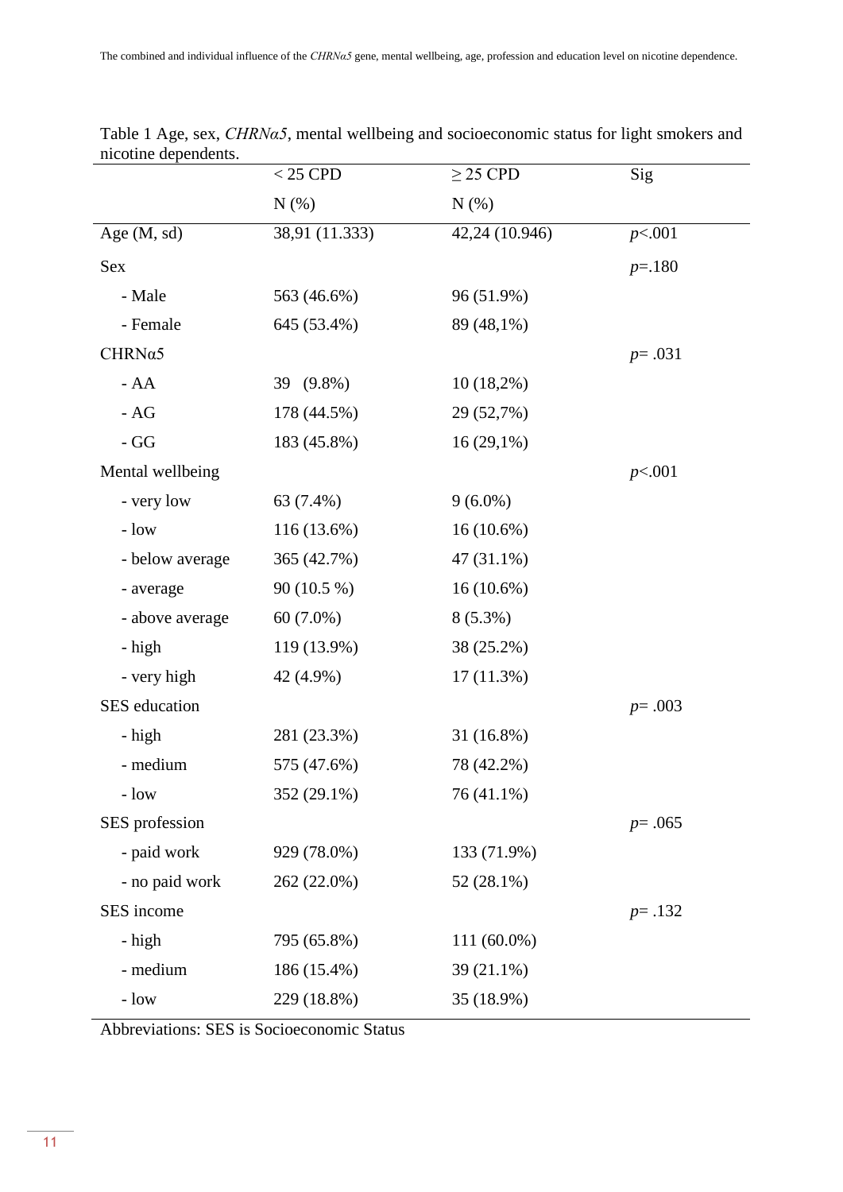Table 1 Age, sex, *CHRNα5*, mental wellbeing and socioeconomic status for light smokers and nicotine dependents.

| | < 25 CPD | ≥ 25 CPD | Sig |
|---|---|---|---|
| | N (%) | N (%) | |
| Age (M, sd) | 38,91 (11.333) | 42,24 (10.946) | *p*<.001 |
| Sex | | | *p*=.180 |
| - Male | 563 (46.6%) | 96 (51.9%) | |
| - Female | 645 (53.4%) | 89 (48,1%) | |
| CHRNα5 | | | *p*= .031 |
| - AA | 39 (9.8%) | 10 (18,2%) | |
| - AG | 178 (44.5%) | 29 (52,7%) | |
| - GG | 183 (45.8%) | 16 (29,1%) | |
| Mental wellbeing | | | *p*<.001 |
| - very low | 63 (7.4%) | 9 (6.0%) | |
| - low | 116 (13.6%) | 16 (10.6%) | |
| - below average | 365 (42.7%) | 47 (31.1%) | |
| - average | 90 (10.5 %) | 16 (10.6%) | |
| - above average | 60 (7.0%) | 8 (5.3%) | |
| - high | 119 (13.9%) | 38 (25.2%) | |
| - very high | 42 (4.9%) | 17 (11.3%) | |
| SES education | | | *p*= .003 |
| - high | 281 (23.3%) | 31 (16.8%) | |
| - medium | 575 (47.6%) | 78 (42.2%) | |
| - low | 352 (29.1%) | 76 (41.1%) | |
| SES profession | | | *p*= .065 |
| - paid work | 929 (78.0%) | 133 (71.9%) | |
| - no paid work | 262 (22.0%) | 52 (28.1%) | |
| SES income | | | *p*= .132 |
| - high | 795 (65.8%) | 111 (60.0%) | |
| - medium | 186 (15.4%) | 39 (21.1%) | |
| - low | 229 (18.8%) | 35 (18.9%) | |

Abbreviations: SES is Socioeconomic Status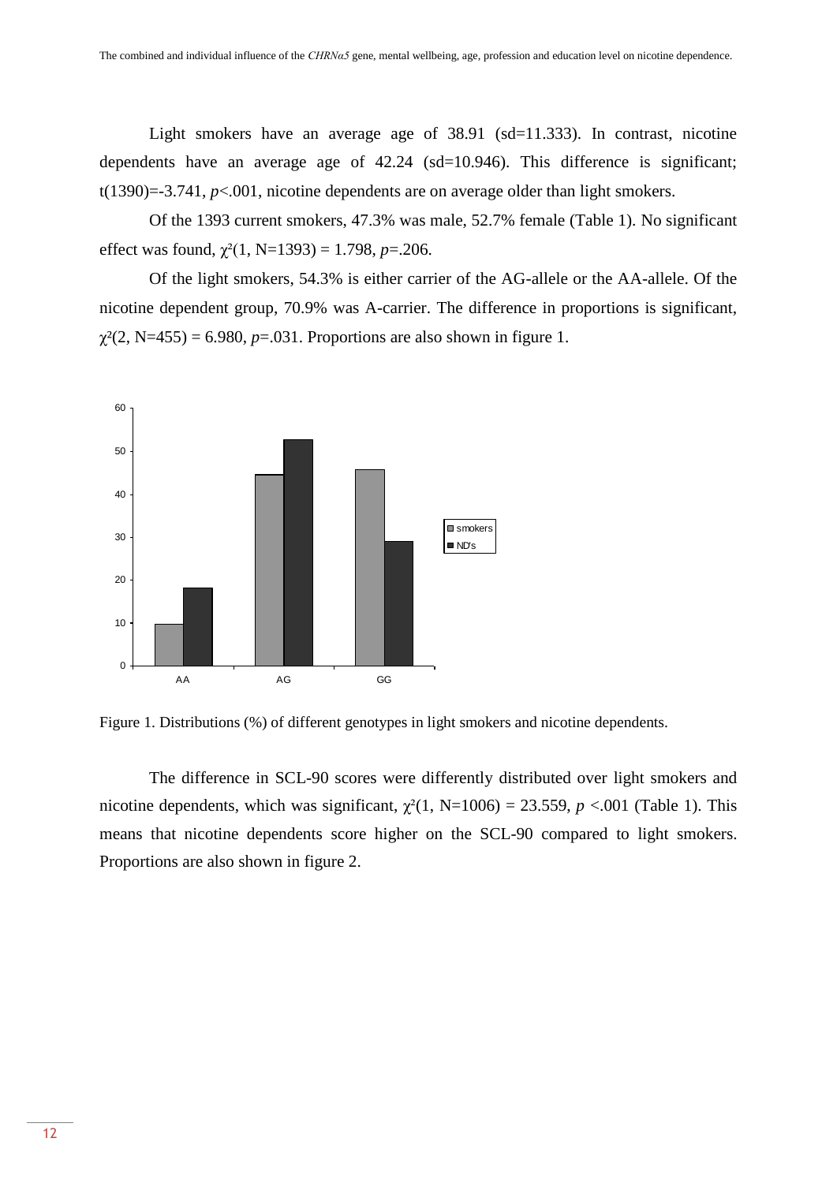Light smokers have an average age of 38.91 (sd=11.333). In contrast, nicotine dependents have an average age of 42.24 (sd=10.946). This difference is significant; t(1390)=-3.741, $p$<.001, nicotine dependents are on average older than light smokers.

Of the 1393 current smokers, 47.3% was male, 52.7% female (Table 1). No significant effect was found, $\chi^2(1, N=1393) = 1.798$, $p$=.206.

Of the light smokers, 54.3% is either carrier of the AG-allele or the AA-allele. Of the nicotine dependent group, 70.9% was A-carrier. The difference in proportions is significant, $\chi^2(2, N=455) = 6.980$, $p$=.031. Proportions are also shown in figure 1.

Figure 1. Distributions (%) of different genotypes in light smokers and nicotine dependents.

The difference in SCL-90 scores were differently distributed over light smokers and nicotine dependents, which was significant, $\chi^2(1, N=1006) = 23.559$, $p$ <.001 (Table 1). This means that nicotine dependents score higher on the SCL-90 compared to light smokers. Proportions are also shown in figure 2.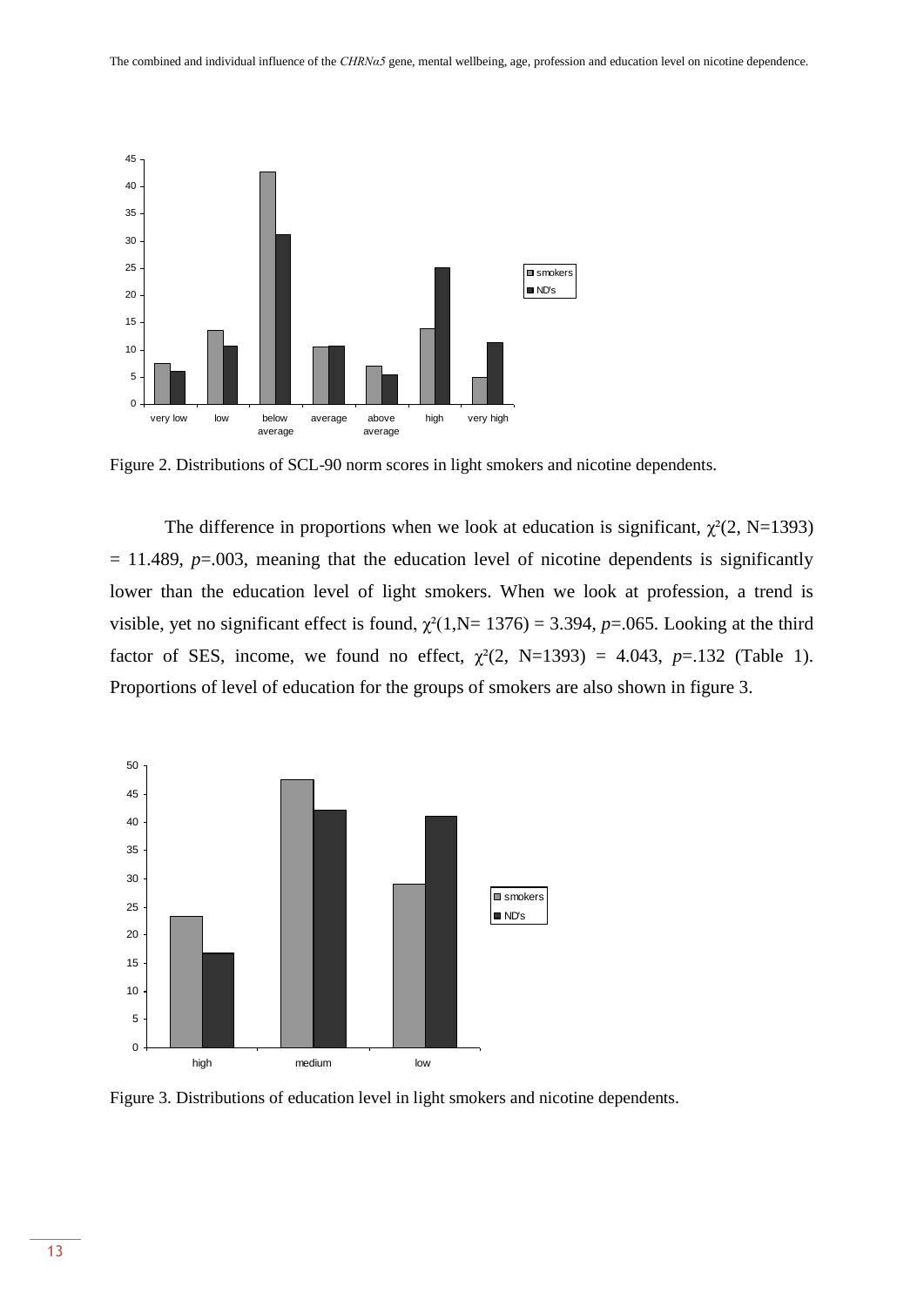Figure 2. Distributions of SCL-90 norm scores in light smokers and nicotine dependents.

The difference in proportions when we look at education is significant, $\chi^2(2, N=1393) = 11.489$, $p=.003$, meaning that the education level of nicotine dependents is significantly lower than the education level of light smokers. When we look at profession, a trend is visible, yet no significant effect is found, $\chi^2(1, N=1376) = 3.394$, $p=.065$. Looking at the third factor of SES, income, we found no effect, $\chi^2(2, N=1393) = 4.043$, $p=.132$ (Table 1). Proportions of level of education for the groups of smokers are also shown in figure 3.

Figure 3. Distributions of education level in light smokers and nicotine dependents.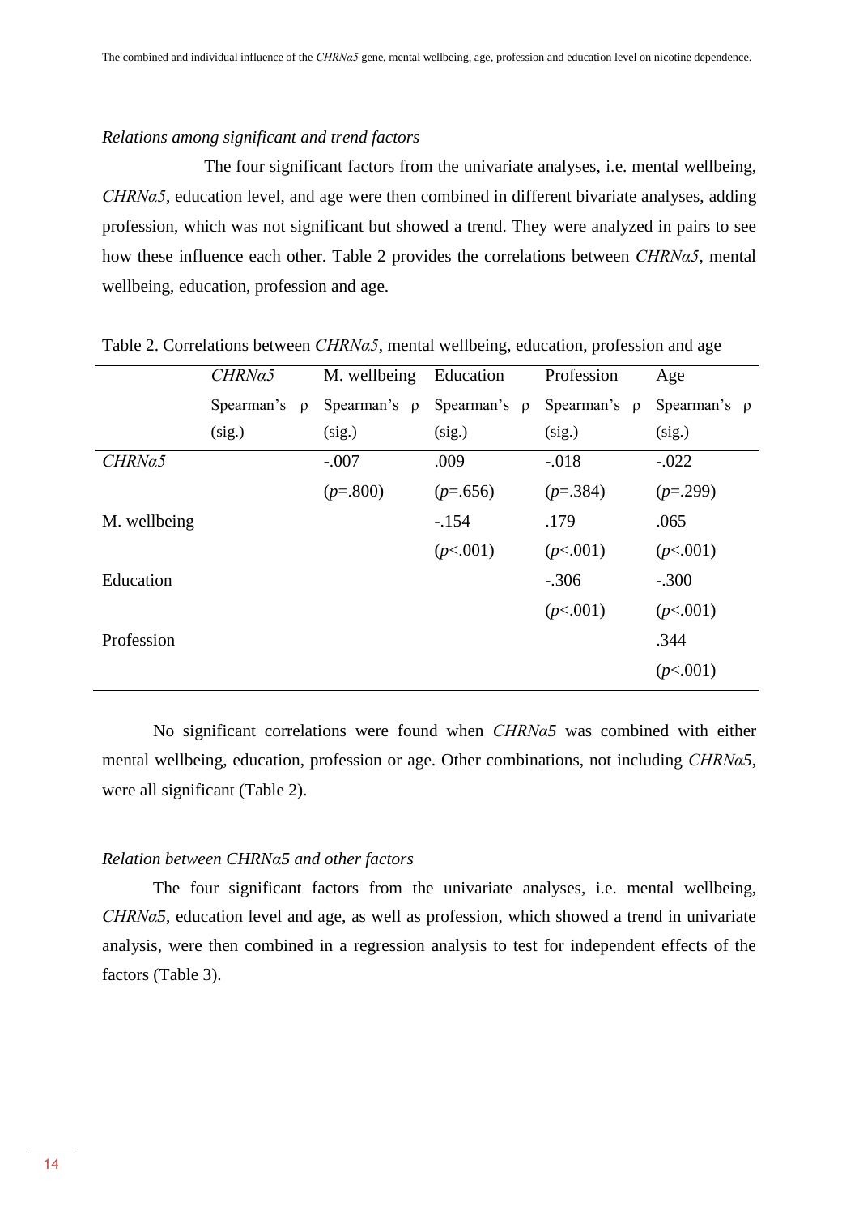*Relations among significant and trend factors*

The four significant factors from the univariate analyses, i.e. mental wellbeing, *CHRNα5*, education level, and age were then combined in different bivariate analyses, adding profession, which was not significant but showed a trend. They were analyzed in pairs to see how these influence each other. Table 2 provides the correlations between *CHRNα5*, mental wellbeing, education, profession and age.

Table 2. Correlations between *CHRNα5*, mental wellbeing, education, profession and age

| | *CHRNα5* Spearman's ρ (sig.) | M. wellbeing Spearman's ρ (sig.) | Education Spearman's ρ (sig.) | Profession Spearman's ρ (sig.) | Age Spearman's ρ (sig.) |
|---|---|---|---|---|---|
| *CHRNα5* | | -.007 ($p$=.800) | .009 ($p$=.656) | -.018 ($p$=.384) | -.022 ($p$=.299) |
| M. wellbeing | | | -.154 ($p$<.001) | .179 ($p$<.001) | .065 ($p$<.001) |
| Education | | | | -.306 ($p$<.001) | -.300 ($p$<.001) |
| Profession | | | | | .344 ($p$<.001) |

No significant correlations were found when *CHRNα5* was combined with either mental wellbeing, education, profession or age. Other combinations, not including *CHRNα5*, were all significant (Table 2).

*Relation between CHRNα5 and other factors*

The four significant factors from the univariate analyses, i.e. mental wellbeing, *CHRNα5*, education level and age, as well as profession, which showed a trend in univariate analysis, were then combined in a regression analysis to test for independent effects of the factors (Table 3).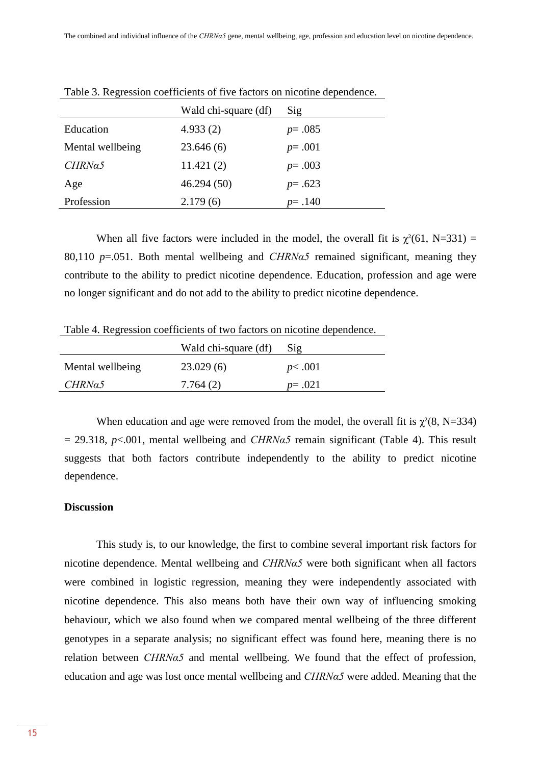Table 3. Regression coefficients of five factors on nicotine dependence.

| | Wald chi-square (df) | Sig |
|---|---|---|
| Education | 4.933 (2) | $p$= .085 |
| Mental wellbeing | 23.646 (6) | $p$= .001 |
| *CHRNα5* | 11.421 (2) | $p$= .003 |
| Age | 46.294 (50) | $p$= .623 |
| Profession | 2.179 (6) | $p$= .140 |

When all five factors were included in the model, the overall fit is $\chi^2(61, N=331) =$ 80,110 $p$=.051. Both mental wellbeing and *CHRNα5* remained significant, meaning they contribute to the ability to predict nicotine dependence. Education, profession and age were no longer significant and do not add to the ability to predict nicotine dependence.

Table 4. Regression coefficients of two factors on nicotine dependence.

| | Wald chi-square (df) | Sig |
|---|---|---|
| Mental wellbeing | 23.029 (6) | $p$< .001 |
| *CHRNα5* | 7.764 (2) | $p$= .021 |

When education and age were removed from the model, the overall fit is $\chi^2(8, N=334)$ = 29.318, $p$<.001, mental wellbeing and *CHRNα5* remain significant (Table 4). This result suggests that both factors contribute independently to the ability to predict nicotine dependence.

**Discussion**

This study is, to our knowledge, the first to combine several important risk factors for nicotine dependence. Mental wellbeing and *CHRNα5* were both significant when all factors were combined in logistic regression, meaning they were independently associated with nicotine dependence. This also means both have their own way of influencing smoking behaviour, which we also found when we compared mental wellbeing of the three different genotypes in a separate analysis; no significant effect was found here, meaning there is no relation between *CHRNα5* and mental wellbeing. We found that the effect of profession, education and age was lost once mental wellbeing and *CHRNα5* were added. Meaning that the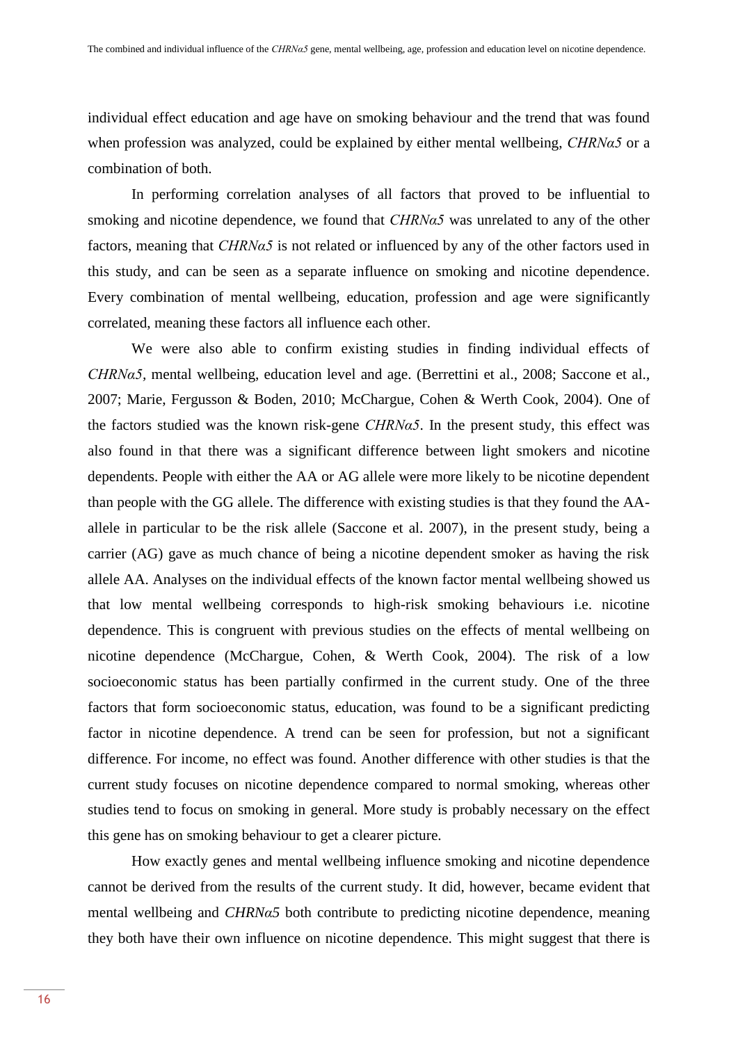individual effect education and age have on smoking behaviour and the trend that was found when profession was analyzed, could be explained by either mental wellbeing, *CHRNα5* or a combination of both.

In performing correlation analyses of all factors that proved to be influential to smoking and nicotine dependence, we found that *CHRNα5* was unrelated to any of the other factors, meaning that *CHRNα5* is not related or influenced by any of the other factors used in this study, and can be seen as a separate influence on smoking and nicotine dependence. Every combination of mental wellbeing, education, profession and age were significantly correlated, meaning these factors all influence each other.

We were also able to confirm existing studies in finding individual effects of *CHRNα5*, mental wellbeing, education level and age. (Berrettini et al., 2008; Saccone et al., 2007; Marie, Fergusson & Boden, 2010; McChargue, Cohen & Werth Cook, 2004). One of the factors studied was the known risk-gene *CHRNα5*. In the present study, this effect was also found in that there was a significant difference between light smokers and nicotine dependents. People with either the AA or AG allele were more likely to be nicotine dependent than people with the GG allele. The difference with existing studies is that they found the AA-allele in particular to be the risk allele (Saccone et al. 2007), in the present study, being a carrier (AG) gave as much chance of being a nicotine dependent smoker as having the risk allele AA. Analyses on the individual effects of the known factor mental wellbeing showed us that low mental wellbeing corresponds to high-risk smoking behaviours i.e. nicotine dependence. This is congruent with previous studies on the effects of mental wellbeing on nicotine dependence (McChargue, Cohen, & Werth Cook, 2004). The risk of a low socioeconomic status has been partially confirmed in the current study. One of the three factors that form socioeconomic status, education, was found to be a significant predicting factor in nicotine dependence. A trend can be seen for profession, but not a significant difference. For income, no effect was found. Another difference with other studies is that the current study focuses on nicotine dependence compared to normal smoking, whereas other studies tend to focus on smoking in general. More study is probably necessary on the effect this gene has on smoking behaviour to get a clearer picture.

How exactly genes and mental wellbeing influence smoking and nicotine dependence cannot be derived from the results of the current study. It did, however, became evident that mental wellbeing and *CHRNα5* both contribute to predicting nicotine dependence, meaning they both have their own influence on nicotine dependence. This might suggest that there is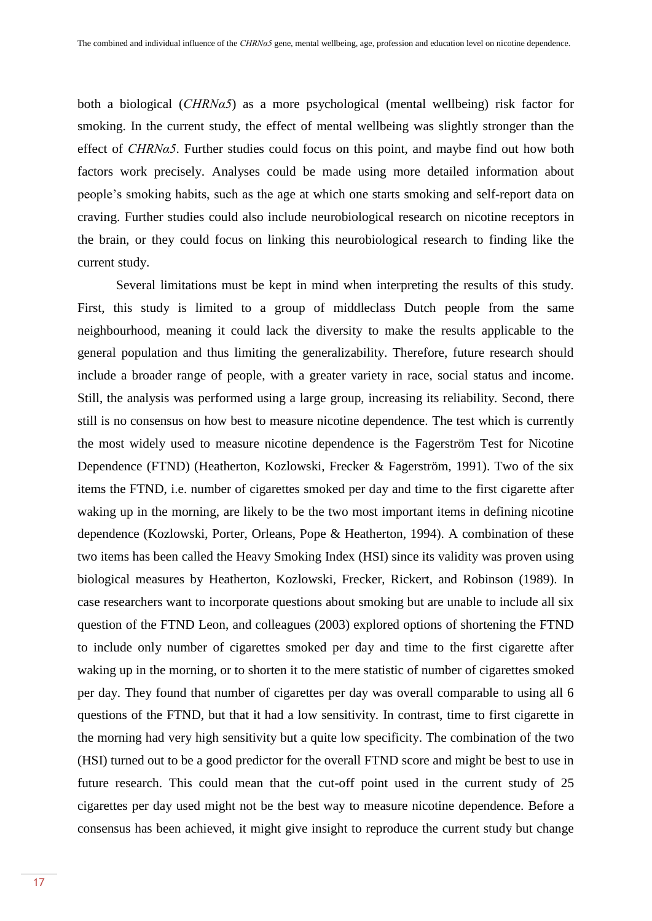both a biological (*CHRNα5*) as a more psychological (mental wellbeing) risk factor for smoking. In the current study, the effect of mental wellbeing was slightly stronger than the effect of *CHRNα5*. Further studies could focus on this point, and maybe find out how both factors work precisely. Analyses could be made using more detailed information about people's smoking habits, such as the age at which one starts smoking and self-report data on craving. Further studies could also include neurobiological research on nicotine receptors in the brain, or they could focus on linking this neurobiological research to finding like the current study.

Several limitations must be kept in mind when interpreting the results of this study. First, this study is limited to a group of middleclass Dutch people from the same neighbourhood, meaning it could lack the diversity to make the results applicable to the general population and thus limiting the generalizability. Therefore, future research should include a broader range of people, with a greater variety in race, social status and income. Still, the analysis was performed using a large group, increasing its reliability. Second, there still is no consensus on how best to measure nicotine dependence. The test which is currently the most widely used to measure nicotine dependence is the Fagerström Test for Nicotine Dependence (FTND) (Heatherton, Kozlowski, Frecker & Fagerström, 1991). Two of the six items the FTND, i.e. number of cigarettes smoked per day and time to the first cigarette after waking up in the morning, are likely to be the two most important items in defining nicotine dependence (Kozlowski, Porter, Orleans, Pope & Heatherton, 1994). A combination of these two items has been called the Heavy Smoking Index (HSI) since its validity was proven using biological measures by Heatherton, Kozlowski, Frecker, Rickert, and Robinson (1989). In case researchers want to incorporate questions about smoking but are unable to include all six question of the FTND Leon, and colleagues (2003) explored options of shortening the FTND to include only number of cigarettes smoked per day and time to the first cigarette after waking up in the morning, or to shorten it to the mere statistic of number of cigarettes smoked per day. They found that number of cigarettes per day was overall comparable to using all 6 questions of the FTND, but that it had a low sensitivity. In contrast, time to first cigarette in the morning had very high sensitivity but a quite low specificity. The combination of the two (HSI) turned out to be a good predictor for the overall FTND score and might be best to use in future research. This could mean that the cut-off point used in the current study of 25 cigarettes per day used might not be the best way to measure nicotine dependence. Before a consensus has been achieved, it might give insight to reproduce the current study but change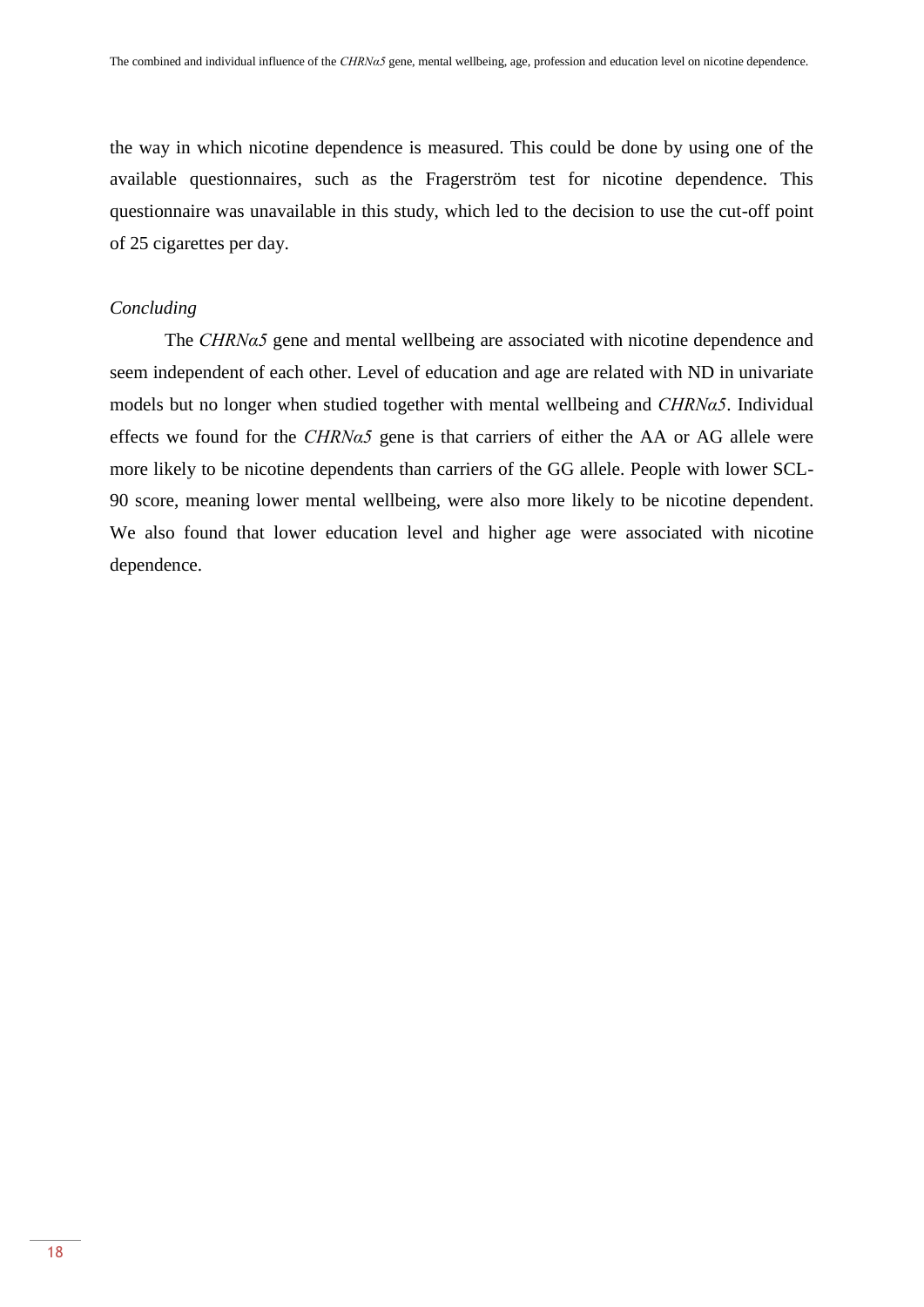the way in which nicotine dependence is measured. This could be done by using one of the available questionnaires, such as the Fragerström test for nicotine dependence. This questionnaire was unavailable in this study, which led to the decision to use the cut-off point of 25 cigarettes per day.

*Concluding*

The *CHRNα5* gene and mental wellbeing are associated with nicotine dependence and seem independent of each other. Level of education and age are related with ND in univariate models but no longer when studied together with mental wellbeing and *CHRNα5*. Individual effects we found for the *CHRNα5* gene is that carriers of either the AA or AG allele were more likely to be nicotine dependents than carriers of the GG allele. People with lower SCL-90 score, meaning lower mental wellbeing, were also more likely to be nicotine dependent. We also found that lower education level and higher age were associated with nicotine dependence.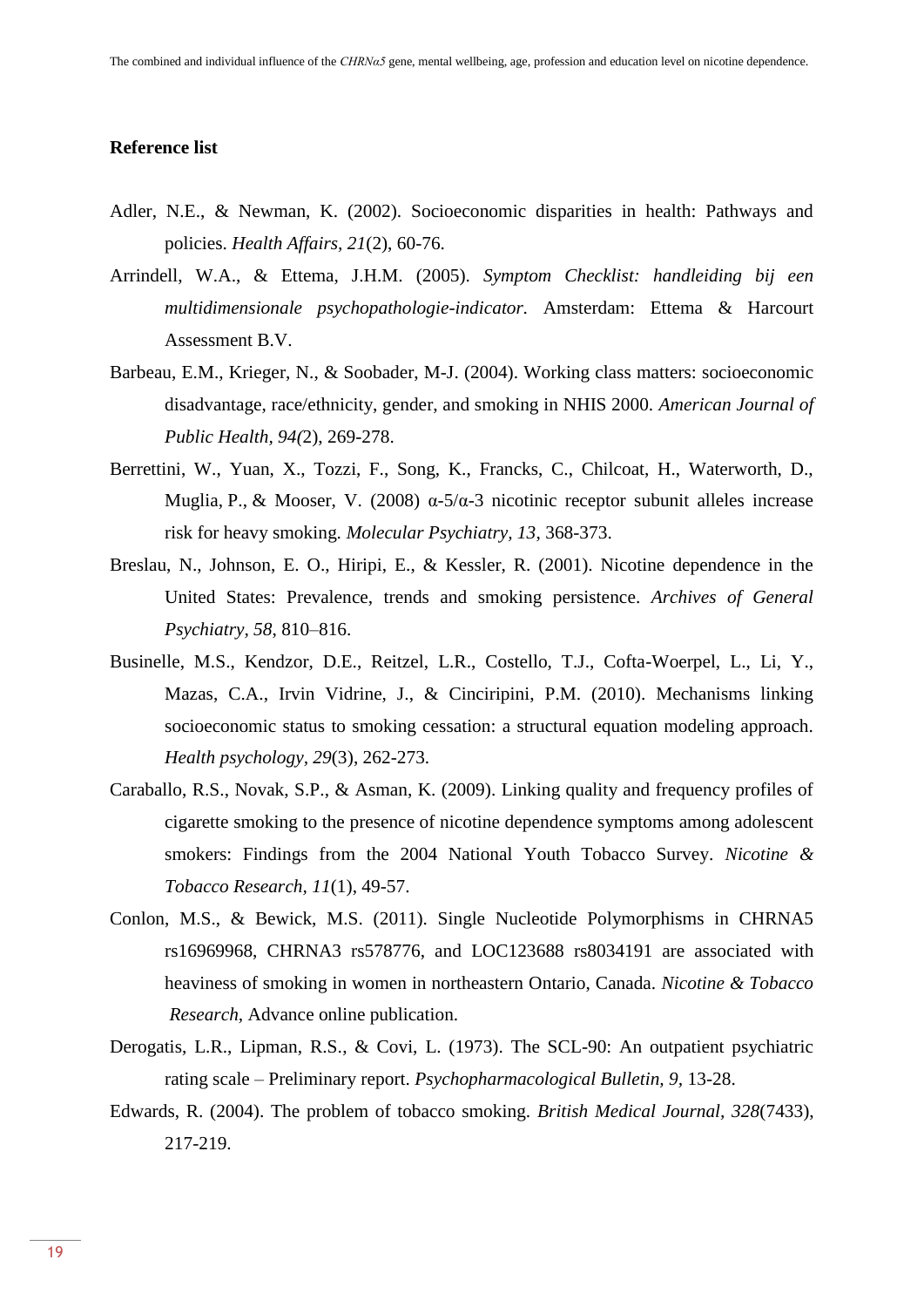**Reference list**

Adler, N.E., & Newman, K. (2002). Socioeconomic disparities in health: Pathways and policies. *Health Affairs, 21*(2), 60-76.

Arrindell, W.A., & Ettema, J.H.M. (2005). *Symptom Checklist: handleiding bij een multidimensionale psychopathologie-indicator.* Amsterdam: Ettema & Harcourt Assessment B.V.

Barbeau, E.M., Krieger, N., & Soobader, M-J. (2004). Working class matters: socioeconomic disadvantage, race/ethnicity, gender, and smoking in NHIS 2000. *American Journal of Public Health, 94(*2), 269-278.

Berrettini, W., Yuan, X., Tozzi, F., Song, K., Francks, C., Chilcoat, H., Waterworth, D., Muglia, P., & Mooser, V. (2008) α-5/α-3 nicotinic receptor subunit alleles increase risk for heavy smoking. *Molecular Psychiatry, 13*, 368-373.

Breslau, N., Johnson, E. O., Hiripi, E., & Kessler, R. (2001). Nicotine dependence in the United States: Prevalence, trends and smoking persistence. *Archives of General Psychiatry, 58*, 810–816.

Businelle, M.S., Kendzor, D.E., Reitzel, L.R., Costello, T.J., Cofta-Woerpel, L., Li, Y., Mazas, C.A., Irvin Vidrine, J., & Cinciripini, P.M. (2010). Mechanisms linking socioeconomic status to smoking cessation: a structural equation modeling approach. *Health psychology, 29*(3), 262-273.

Caraballo, R.S., Novak, S.P., & Asman, K. (2009). Linking quality and frequency profiles of cigarette smoking to the presence of nicotine dependence symptoms among adolescent smokers: Findings from the 2004 National Youth Tobacco Survey. *Nicotine & Tobacco Research, 11*(1), 49-57.

Conlon, M.S., & Bewick, M.S. (2011). Single Nucleotide Polymorphisms in CHRNA5 rs16969968, CHRNA3 rs578776, and LOC123688 rs8034191 are associated with heaviness of smoking in women in northeastern Ontario, Canada. *Nicotine & Tobacco Research*, Advance online publication.

Derogatis, L.R., Lipman, R.S., & Covi, L. (1973). The SCL-90: An outpatient psychiatric rating scale – Preliminary report. *Psychopharmacological Bulletin, 9*, 13-28.

Edwards, R. (2004). The problem of tobacco smoking. *British Medical Journal, 328*(7433), 217-219.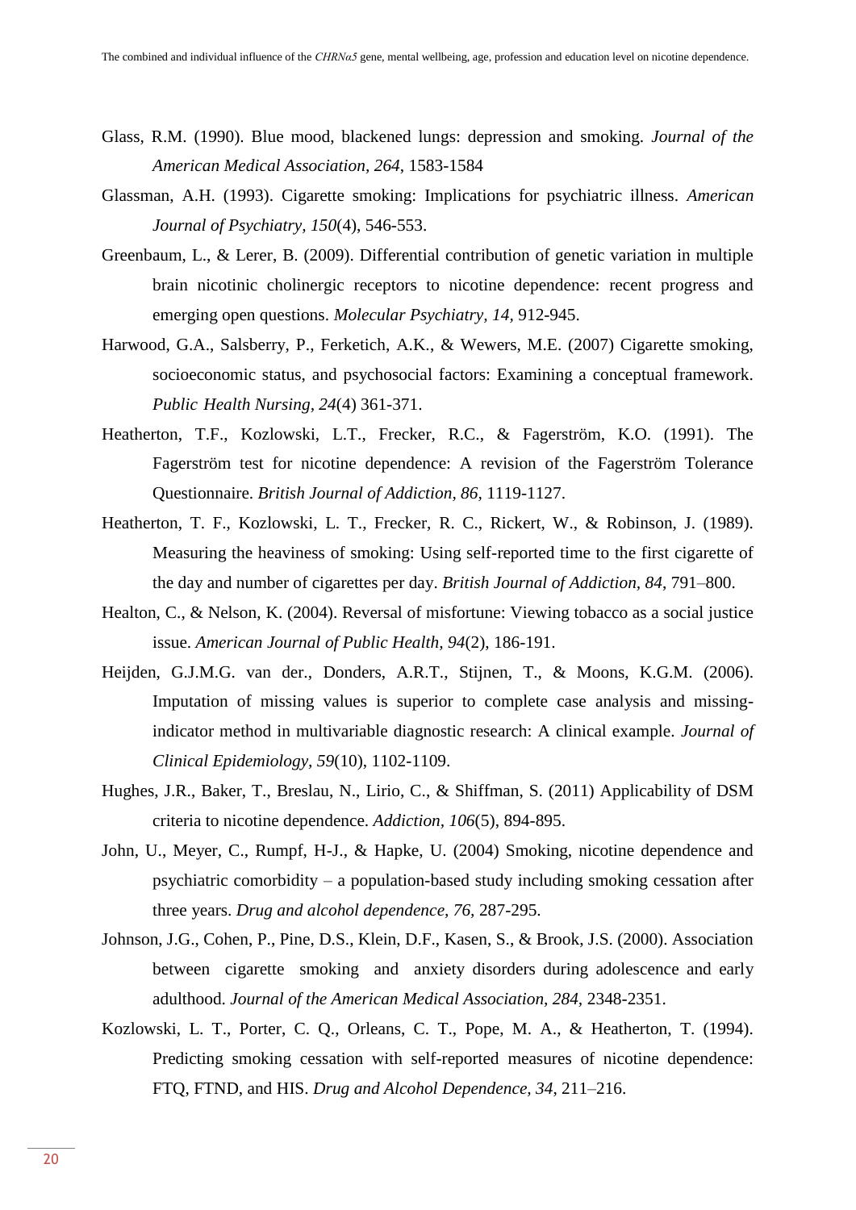Glass, R.M. (1990). Blue mood, blackened lungs: depression and smoking. *Journal of the American Medical Association, 264*, 1583-1584

Glassman, A.H. (1993). Cigarette smoking: Implications for psychiatric illness. *American Journal of Psychiatry, 150*(4), 546-553.

Greenbaum, L., & Lerer, B. (2009). Differential contribution of genetic variation in multiple brain nicotinic cholinergic receptors to nicotine dependence: recent progress and emerging open questions. *Molecular Psychiatry, 14,* 912-945.

Harwood, G.A., Salsberry, P., Ferketich, A.K., & Wewers, M.E. (2007) Cigarette smoking, socioeconomic status, and psychosocial factors: Examining a conceptual framework. *Public Health Nursing, 24*(4) 361-371.

Heatherton, T.F., Kozlowski, L.T., Frecker, R.C., & Fagerström, K.O. (1991). The Fagerström test for nicotine dependence: A revision of the Fagerström Tolerance Questionnaire. *British Journal of Addiction, 86,* 1119-1127.

Heatherton, T. F., Kozlowski, L. T., Frecker, R. C., Rickert, W., & Robinson, J. (1989). Measuring the heaviness of smoking: Using self-reported time to the first cigarette of the day and number of cigarettes per day. *British Journal of Addiction, 84*, 791–800.

Healton, C., & Nelson, K. (2004). Reversal of misfortune: Viewing tobacco as a social justice issue. *American Journal of Public Health, 94*(2), 186-191.

Heijden, G.J.M.G. van der., Donders, A.R.T., Stijnen, T., & Moons, K.G.M. (2006). Imputation of missing values is superior to complete case analysis and missing-indicator method in multivariable diagnostic research: A clinical example. *Journal of Clinical Epidemiology, 59*(10), 1102-1109.

Hughes, J.R., Baker, T., Breslau, N., Lirio, C., & Shiffman, S. (2011) Applicability of DSM criteria to nicotine dependence. *Addiction, 106*(5), 894-895.

John, U., Meyer, C., Rumpf, H-J., & Hapke, U. (2004) Smoking, nicotine dependence and psychiatric comorbidity – a population-based study including smoking cessation after three years. *Drug and alcohol dependence, 76*, 287-295.

Johnson, J.G., Cohen, P., Pine, D.S., Klein, D.F., Kasen, S., & Brook, J.S. (2000). Association between cigarette smoking and anxiety disorders during adolescence and early adulthood. *Journal of the American Medical Association, 284*, 2348-2351.

Kozlowski, L. T., Porter, C. Q., Orleans, C. T., Pope, M. A., & Heatherton, T. (1994). Predicting smoking cessation with self-reported measures of nicotine dependence: FTQ, FTND, and HIS. *Drug and Alcohol Dependence, 34*, 211–216.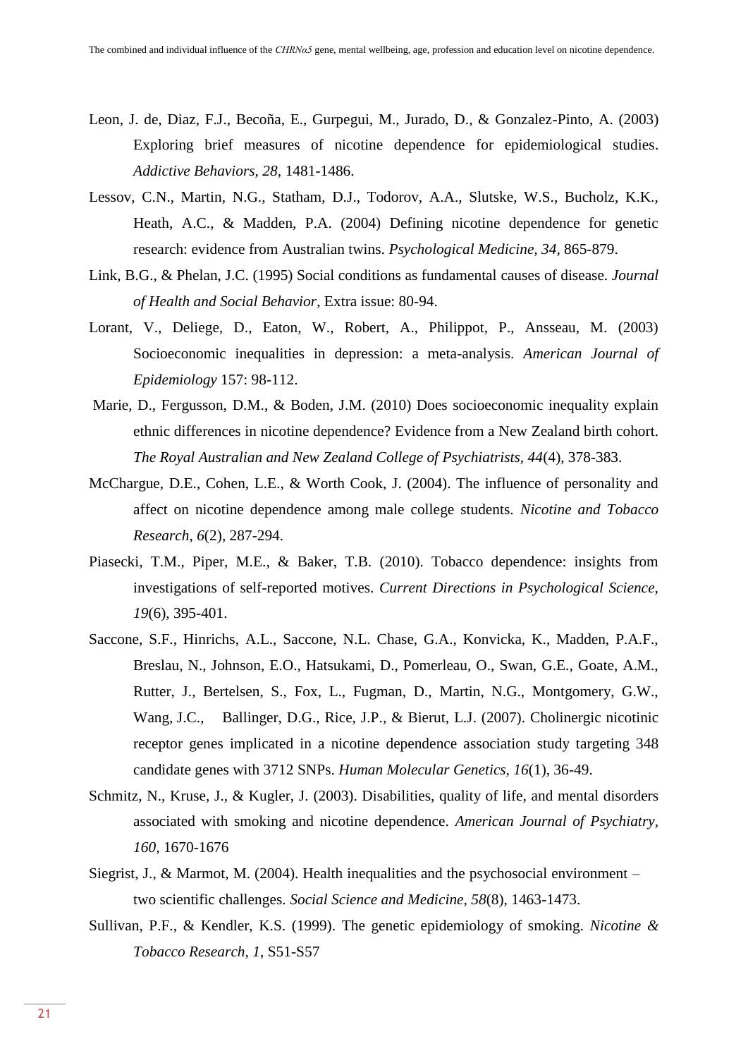Leon, J. de, Diaz, F.J., Becoña, E., Gurpegui, M., Jurado, D., & Gonzalez-Pinto, A. (2003) Exploring brief measures of nicotine dependence for epidemiological studies. *Addictive Behaviors, 28*, 1481-1486.

Lessov, C.N., Martin, N.G., Statham, D.J., Todorov, A.A., Slutske, W.S., Bucholz, K.K., Heath, A.C., & Madden, P.A. (2004) Defining nicotine dependence for genetic research: evidence from Australian twins. *Psychological Medicine, 34*, 865-879.

Link, B.G., & Phelan, J.C. (1995) Social conditions as fundamental causes of disease. *Journal of Health and Social Behavior*, Extra issue: 80-94.

Lorant, V., Deliege, D., Eaton, W., Robert, A., Philippot, P., Ansseau, M. (2003) Socioeconomic inequalities in depression: a meta-analysis. *American Journal of Epidemiology* 157: 98-112.

Marie, D., Fergusson, D.M., & Boden, J.M. (2010) Does socioeconomic inequality explain ethnic differences in nicotine dependence? Evidence from a New Zealand birth cohort. *The Royal Australian and New Zealand College of Psychiatrists, 44*(4), 378-383.

McChargue, D.E., Cohen, L.E., & Worth Cook, J. (2004). The influence of personality and affect on nicotine dependence among male college students. *Nicotine and Tobacco Research, 6*(2), 287-294.

Piasecki, T.M., Piper, M.E., & Baker, T.B. (2010). Tobacco dependence: insights from investigations of self-reported motives. *Current Directions in Psychological Science, 19*(6), 395-401.

Saccone, S.F., Hinrichs, A.L., Saccone, N.L. Chase, G.A., Konvicka, K., Madden, P.A.F., Breslau, N., Johnson, E.O., Hatsukami, D., Pomerleau, O., Swan, G.E., Goate, A.M., Rutter, J., Bertelsen, S., Fox, L., Fugman, D., Martin, N.G., Montgomery, G.W., Wang, J.C., Ballinger, D.G., Rice, J.P., & Bierut, L.J. (2007). Cholinergic nicotinic receptor genes implicated in a nicotine dependence association study targeting 348 candidate genes with 3712 SNPs. *Human Molecular Genetics, 16*(1), 36-49.

Schmitz, N., Kruse, J., & Kugler, J. (2003). Disabilities, quality of life, and mental disorders associated with smoking and nicotine dependence. *American Journal of Psychiatry, 160*, 1670-1676

Siegrist, J., & Marmot, M. (2004). Health inequalities and the psychosocial environment – two scientific challenges. *Social Science and Medicine, 58*(8), 1463-1473.

Sullivan, P.F., & Kendler, K.S. (1999). The genetic epidemiology of smoking. *Nicotine & Tobacco Research, 1*, S51-S57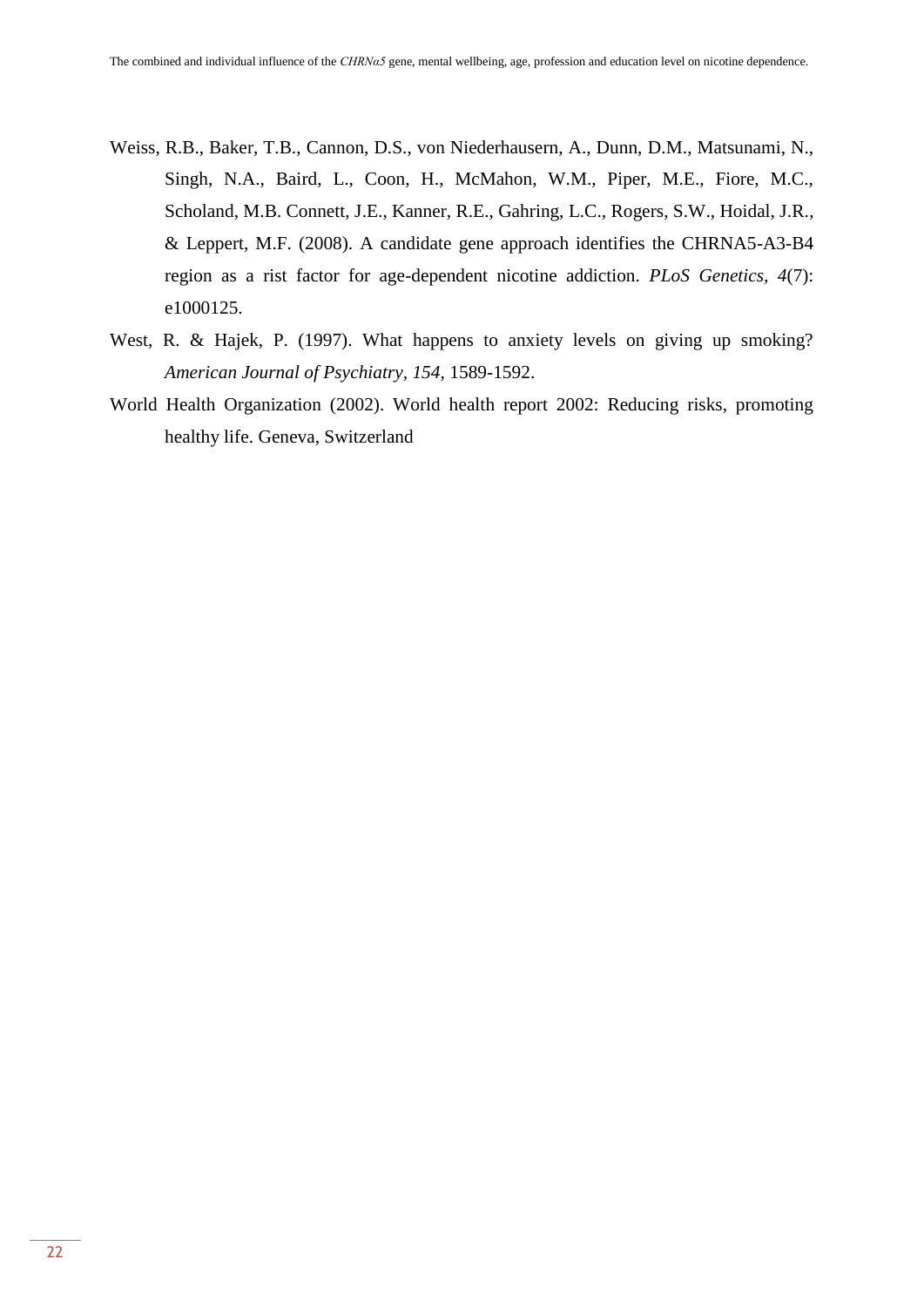Weiss, R.B., Baker, T.B., Cannon, D.S., von Niederhausern, A., Dunn, D.M., Matsunami, N., Singh, N.A., Baird, L., Coon, H., McMahon, W.M., Piper, M.E., Fiore, M.C., Scholand, M.B. Connett, J.E., Kanner, R.E., Gahring, L.C., Rogers, S.W., Hoidal, J.R., & Leppert, M.F. (2008). A candidate gene approach identifies the CHRNA5-A3-B4 region as a rist factor for age-dependent nicotine addiction. *PLoS Genetics*, *4*(7): e1000125.

West, R. & Hajek, P. (1997). What happens to anxiety levels on giving up smoking? *American Journal of Psychiatry*, *154*, 1589-1592.

World Health Organization (2002). World health report 2002: Reducing risks, promoting healthy life. Geneva, Switzerland